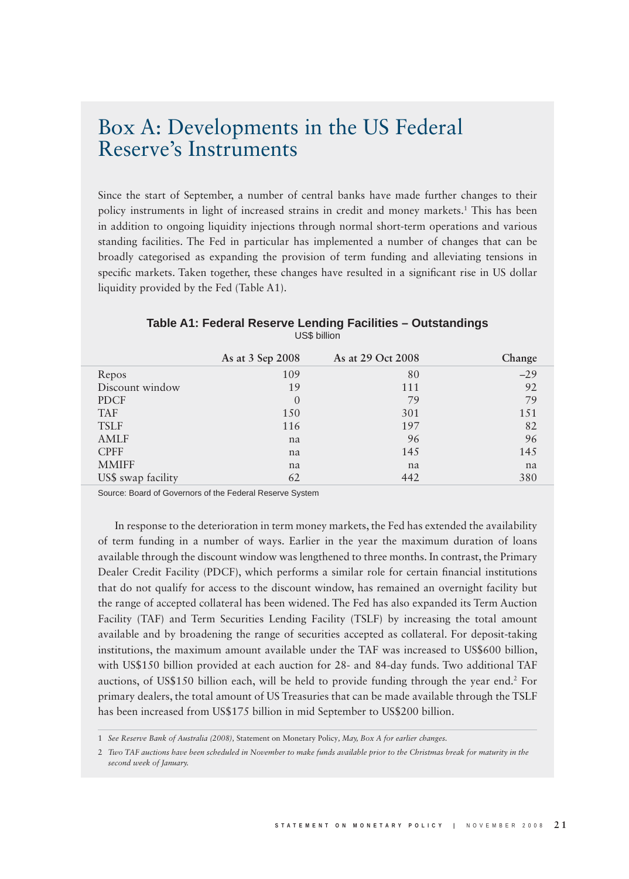# Box A: Developments in the US Federal Reserve's Instruments

Since the start of September, a number of central banks have made further changes to their policy instruments in light of increased strains in credit and money markets.[1] This has been in addition to ongoing liquidity injections through normal short-term operations and various standing facilities. The Fed in particular has implemented a number of changes that can be broadly categorised as expanding the provision of term funding and alleviating tensions in specific markets. Taken together, these changes have resulted in a significant rise in US dollar liquidity provided by the Fed (Table A1).

**Table A1: Federal Reserve Lending Facilities – Outstandings**
US$ billion

| | As at 3 Sep 2008 | As at 29 Oct 2008 | Change |
|---|---|---|---|
| Repos | 109 | 80 | –29 |
| Discount window | 19 | 111 | 92 |
| PDCF | 0 | 79 | 79 |
| TAF | 150 | 301 | 151 |
| TSLF | 116 | 197 | 82 |
| AMLF | na | 96 | 96 |
| CPFF | na | 145 | 145 |
| MMIFF | na | na | na |
| US$ swap facility | 62 | 442 | 380 |

Source: Board of Governors of the Federal Reserve System

In response to the deterioration in term money markets, the Fed has extended the availability of term funding in a number of ways. Earlier in the year the maximum duration of loans available through the discount window was lengthened to three months. In contrast, the Primary Dealer Credit Facility (PDCF), which performs a similar role for certain financial institutions that do not qualify for access to the discount window, has remained an overnight facility but the range of accepted collateral has been widened. The Fed has also expanded its Term Auction Facility (TAF) and Term Securities Lending Facility (TSLF) by increasing the total amount available and by broadening the range of securities accepted as collateral. For deposit-taking institutions, the maximum amount available under the TAF was increased to US$600 billion, with US$150 billion provided at each auction for 28- and 84-day funds. Two additional TAF auctions, of US$150 billion each, will be held to provide funding through the year end.[2] For primary dealers, the total amount of US Treasuries that can be made available through the TSLF has been increased from US$175 billion in mid September to US$200 billion.

---

1 *See Reserve Bank of Australia (2008),* Statement on Monetary Policy, *May, Box A for earlier changes.*

2 *Two TAF auctions have been scheduled in November to make funds available prior to the Christmas break for maturity in the second week of January.*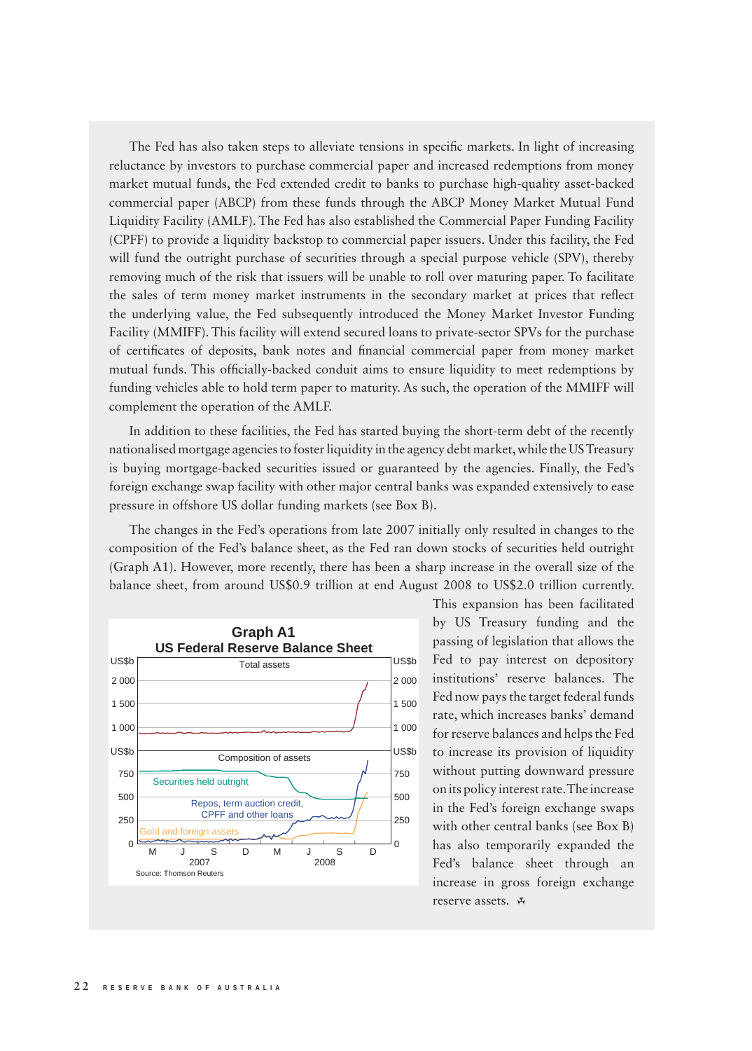The Fed has also taken steps to alleviate tensions in specific markets. In light of increasing reluctance by investors to purchase commercial paper and increased redemptions from money market mutual funds, the Fed extended credit to banks to purchase high-quality asset-backed commercial paper (ABCP) from these funds through the ABCP Money Market Mutual Fund Liquidity Facility (AMLF). The Fed has also established the Commercial Paper Funding Facility (CPFF) to provide a liquidity backstop to commercial paper issuers. Under this facility, the Fed will fund the outright purchase of securities through a special purpose vehicle (SPV), thereby removing much of the risk that issuers will be unable to roll over maturing paper. To facilitate the sales of term money market instruments in the secondary market at prices that reflect the underlying value, the Fed subsequently introduced the Money Market Investor Funding Facility (MMIFF). This facility will extend secured loans to private-sector SPVs for the purchase of certificates of deposits, bank notes and financial commercial paper from money market mutual funds. This officially-backed conduit aims to ensure liquidity to meet redemptions by funding vehicles able to hold term paper to maturity. As such, the operation of the MMIFF will complement the operation of the AMLF.

In addition to these facilities, the Fed has started buying the short-term debt of the recently nationalised mortgage agencies to foster liquidity in the agency debt market, while the US Treasury is buying mortgage-backed securities issued or guaranteed by the agencies. Finally, the Fed's foreign exchange swap facility with other major central banks was expanded extensively to ease pressure in offshore US dollar funding markets (see Box B).

The changes in the Fed's operations from late 2007 initially only resulted in changes to the composition of the Fed's balance sheet, as the Fed ran down stocks of securities held outright (Graph A1). However, more recently, there has been a sharp increase in the overall size of the balance sheet, from around US$0.9 trillion at end August 2008 to US$2.0 trillion currently. This expansion has been facilitated by US Treasury funding and the passing of legislation that allows the Fed to pay interest on depository institutions' reserve balances. The Fed now pays the target federal funds rate, which increases banks' demand for reserve balances and helps the Fed to increase its provision of liquidity without putting downward pressure on its policy interest rate. The increase in the Fed's foreign exchange swaps with other central banks (see Box B) has also temporarily expanded the Fed's balance sheet through an increase in gross foreign exchange reserve assets.

**Graph A1**
**US Federal Reserve Balance Sheet**

Total assets
US$b
2 000
1 500
1 000

Composition of assets
US$b
750
500
250
0

Securities held outright
Repos, term auction credit, CPFF and other loans
Gold and foreign assets

M J S D M J S D
2007 2008

Source: Thomson Reuters